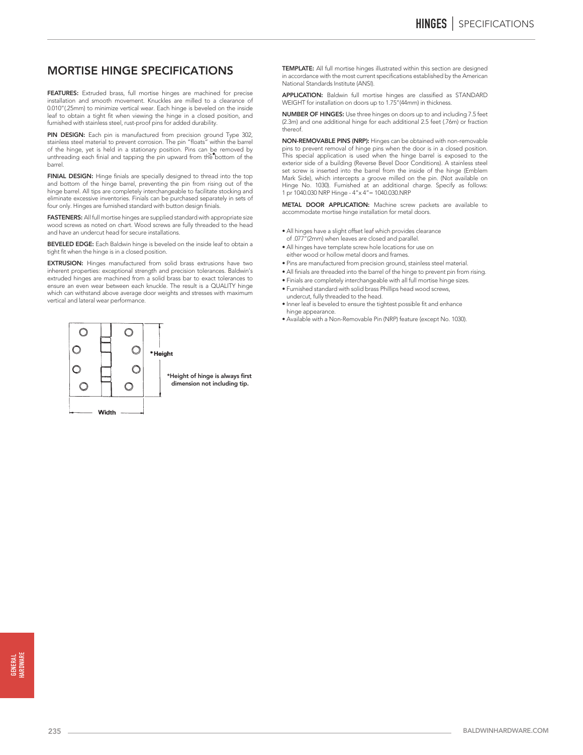## MORTISE HINGE SPECIFICATIONS

**FEATURES:** Extruded brass, full mortise hinges are machined for precise installation and smooth movement. Knuckles are milled to a clearance of 0.010"(.25mm) to minimize vertical wear. Each hinge is beveled on the inside leaf to obtain a tight fit when viewing the hinge in a closed position, and furnished with stainless steel, rust-proof pins for added durability.

**PIN DESIGN:** Each pin is manufactured from precision ground Type 302, stainless steel material to prevent corrosion. The pin "floats" within the barrel of the hinge, yet is held in a stationary position. Pins can be removed by unthreading each finial and tapping the pin upward from the bottom of the barrel.

**FINIAL DESIGN:** Hinge finials are specially designed to thread into the top and bottom of the hinge barrel, preventing the pin from rising out of the hinge barrel. All tips are completely interchangeable to facilitate stocking and eliminate excessive inventories. Finials can be purchased separately in sets of four only. Hinges are furnished standard with button design finials.

**FASTENERS:** All full mortise hinges are supplied standard with appropriate size wood screws as noted on chart. Wood screws are fully threaded to the head and have an undercut head for secure installations.

**BEVELED EDGE:** Each Baldwin hinge is beveled on the inside leaf to obtain a tight fit when the hinge is in a closed position.

**EXTRUSION:** Hinges manufactured from solid brass extrusions have two inherent properties: exceptional strength and precision tolerances. Baldwin's extruded hinges are machined from a solid brass bar to exact tolerances to ensure an even wear between each knuckle. The result is a QUALITY hinge which can withstand above average door weights and stresses with maximum vertical and lateral wear performance.

*Height

Width

*Height of hinge is always first dimension not including tip.

**TEMPLATE:** All full mortise hinges illustrated within this section are designed in accordance with the most current specifications established by the American National Standards Institute (ANSI).

**APPLICATION:** Baldwin full mortise hinges are classified as STANDARD WEIGHT for installation on doors up to 1.75"(44mm) in thickness.

**NUMBER OF HINGES:** Use three hinges on doors up to and including 7.5 feet (2.3m) and one additional hinge for each additional 2.5 feet (.76m) or fraction thereof.

**NON-REMOVABLE PINS (NRP):** Hinges can be obtained with non-removable pins to prevent removal of hinge pins when the door is in a closed position. This special application is used when the hinge barrel is exposed to the exterior side of a building (Reverse Bevel Door Conditions). A stainless steel set screw is inserted into the barrel from the inside of the hinge (Emblem Mark Side), which intercepts a groove milled on the pin. (Not available on Hinge No. 1030). Furnished at an additional charge. Specify as follows: 1 pr 1040.030 NRP Hinge - 4"x 4"= 1040.030.NRP

**METAL DOOR APPLICATION:** Machine screw packets are available to accommodate mortise hinge installation for metal doors.

- All hinges have a slight offset leaf which provides clearance of .077"(2mm) when leaves are closed and parallel.
- All hinges have template screw hole locations for use on either wood or hollow metal doors and frames.
- Pins are manufactured from precision ground, stainless steel material.
- All finials are threaded into the barrel of the hinge to prevent pin from rising.
- Finials are completely interchangeable with all full mortise hinge sizes.
- Furnished standard with solid brass Phillips head wood screws, undercut, fully threaded to the head.
- Inner leaf is beveled to ensure the tightest possible fit and enhance hinge appearance.
- Available with a Non-Removable Pin (NRP) feature (except No. 1030).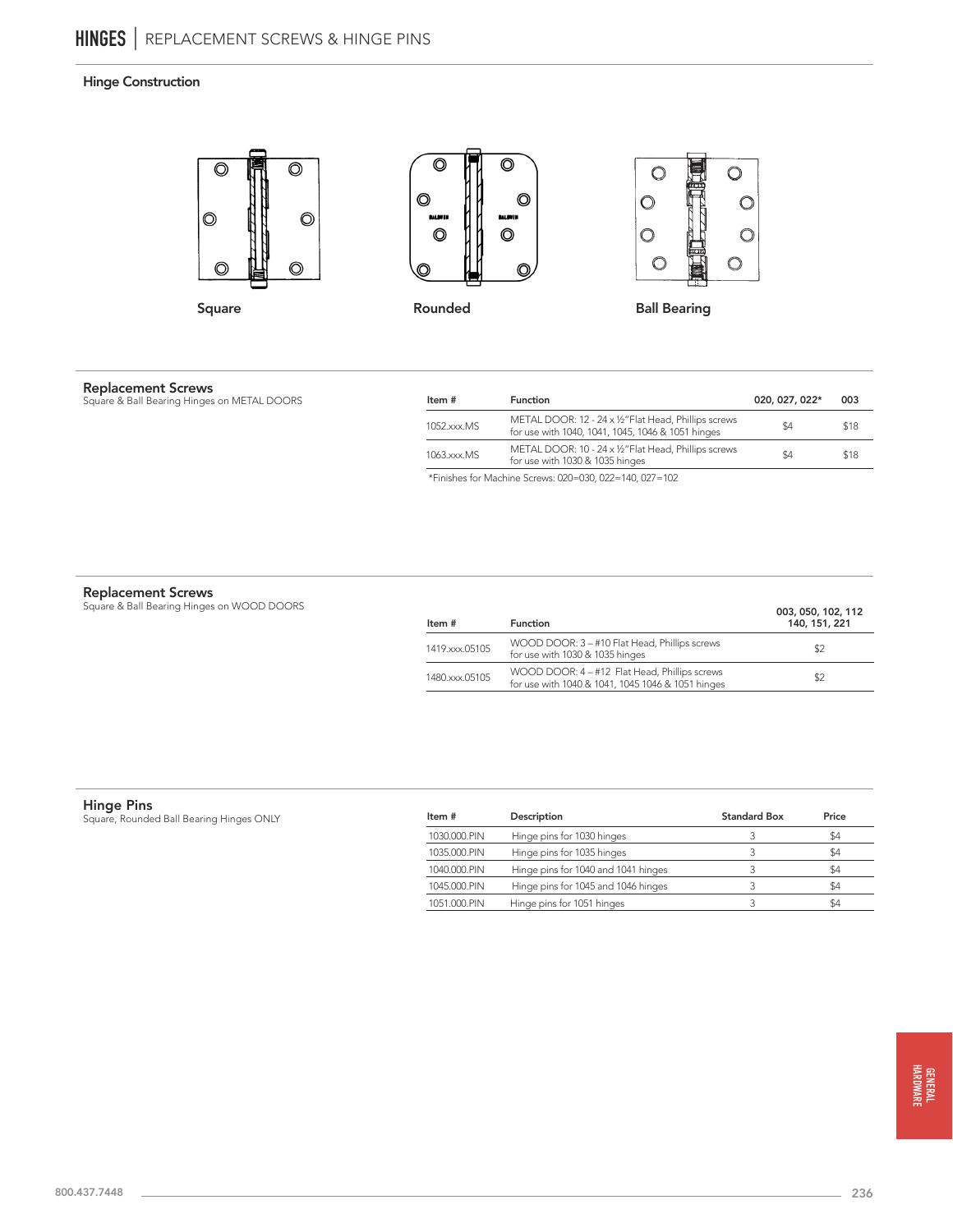# HINGES | REPLACEMENT SCREWS & HINGE PINS

## Hinge Construction

Square

Rounded

Ball Bearing

## Replacement Screws

Square & Ball Bearing Hinges on METAL DOORS

| Item # | Function | 020, 027, 022* | 003 |
|---|---|---|---|
| 1052.xxx.MS | METAL DOOR: 12 - 24 x ½" Flat Head, Phillips screws for use with 1040, 1041, 1045, 1046 & 1051 hinges | $4 | $18 |
| 1063.xxx.MS | METAL DOOR: 10 - 24 x ½" Flat Head, Phillips screws for use with 1030 & 1035 hinges | $4 | $18 |

*Finishes for Machine Screws: 020=030, 022=140, 027=102

## Replacement Screws

Square & Ball Bearing Hinges on WOOD DOORS

| Item # | Function | 003, 050, 102, 112 140, 151, 221 |
|---|---|---|
| 1419.xxx.05105 | WOOD DOOR: 3 – #10 Flat Head, Phillips screws for use with 1030 & 1035 hinges | $2 |
| 1480.xxx.05105 | WOOD DOOR: 4 – #12 Flat Head, Phillips screws for use with 1040 & 1041, 1045 1046 & 1051 hinges | $2 |

## Hinge Pins

Square, Rounded Ball Bearing Hinges ONLY

| Item # | Description | Standard Box | Price |
|---|---|---|---|
| 1030.000.PIN | Hinge pins for 1030 hinges | 3 | $4 |
| 1035.000.PIN | Hinge pins for 1035 hinges | 3 | $4 |
| 1040.000.PIN | Hinge pins for 1040 and 1041 hinges | 3 | $4 |
| 1045.000.PIN | Hinge pins for 1045 and 1046 hinges | 3 | $4 |
| 1051.000.PIN | Hinge pins for 1051 hinges | 3 | $4 |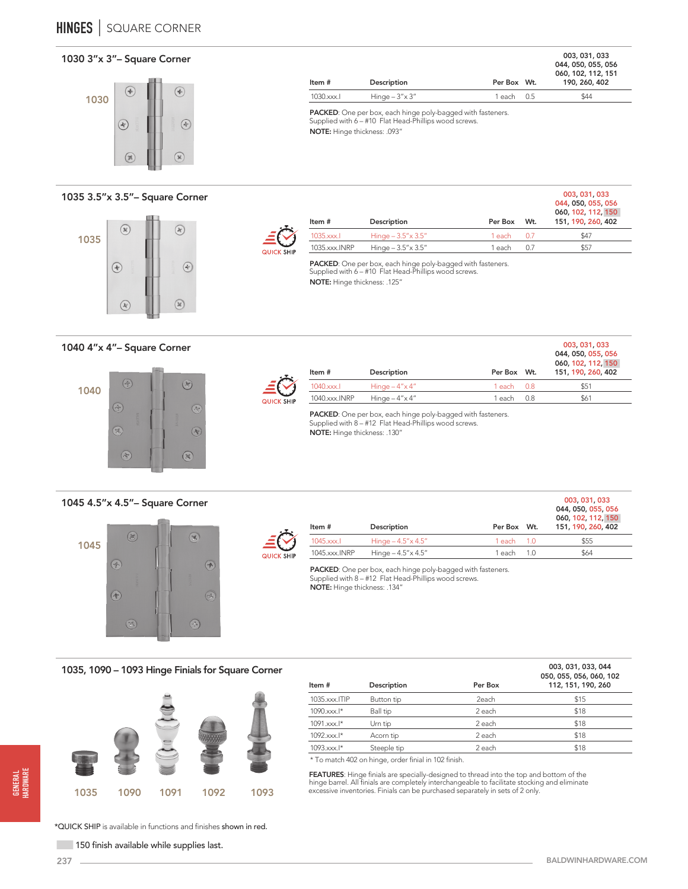# HINGES | SQUARE CORNER

## 1030 3"x 3"– Square Corner

1030

| Item # | Description | Per Box | Wt. | 003, 031, 033 044, 050, 055, 056 060, 102, 112, 151 190, 260, 402 |
|---|---|---|---|---|
| 1030.xxx.I | Hinge – 3"x 3" | 1 each | 0.5 | $44 |

**PACKED**: One per box, each hinge poly-bagged with fasteners. Supplied with 6 – #10 Flat Head-Phillips wood screws.

**NOTE:** Hinge thickness: .093"

## 1035 3.5"x 3.5"– Square Corner

1035

QUICK SHIP

| Item # | Description | Per Box | Wt. | 003, 031, 033 044, 050, 055, 056 060, 102, 112, 150 151, 190, 260, 402 |
|---|---|---|---|---|
| 1035.xxx.I | Hinge – 3.5"x 3.5" | 1 each | 0.7 | $47 |
| 1035.xxx.INRP | Hinge – 3.5"x 3.5" | 1 each | 0.7 | $57 |

**PACKED**: One per box, each hinge poly-bagged with fasteners. Supplied with 6 – #10 Flat Head-Phillips wood screws.

**NOTE:** Hinge thickness: .125"

## 1040 4"x 4"– Square Corner

1040

QUICK SHIP

| Item # | Description | Per Box | Wt. | 003, 031, 033 044, 050, 055, 056 060, 102, 112, 150 151, 190, 260, 402 |
|---|---|---|---|---|
| 1040.xxx.I | Hinge – 4"x 4" | 1 each | 0.8 | $51 |
| 1040.xxx.INRP | Hinge – 4"x 4" | 1 each | 0.8 | $61 |

**PACKED**: One per box, each hinge poly-bagged with fasteners. Supplied with 8 – #12 Flat Head-Phillips wood screws.

**NOTE:** Hinge thickness: .130"

## 1045 4.5"x 4.5"– Square Corner

1045

QUICK SHIP

| Item # | Description | Per Box | Wt. | 003, 031, 033 044, 050, 055, 056 060, 102, 112, 150 151, 190, 260, 402 |
|---|---|---|---|---|
| 1045.xxx.I | Hinge – 4.5"x 4.5" | 1 each | 1.0 | $55 |
| 1045.xxx.INRP | Hinge – 4.5"x 4.5" | 1 each | 1.0 | $64 |

**PACKED**: One per box, each hinge poly-bagged with fasteners. Supplied with 8 – #12 Flat Head-Phillips wood screws.

**NOTE:** Hinge thickness: .134"

## 1035, 1090 – 1093 Hinge Finials for Square Corner

1035 1090 1091 1092 1093

| Item # | Description | Per Box | 003, 031, 033, 044 050, 055, 056, 060, 102 112, 151, 190, 260 |
|---|---|---|---|
| 1035.xxx.ITIP | Button tip | 2each | $15 |
| 1090.xxx.I* | Ball tip | 2 each | $18 |
| 1091.xxx.I* | Urn tip | 2 each | $18 |
| 1092.xxx.I* | Acorn tip | 2 each | $18 |
| 1093.xxx.I* | Steeple tip | 2 each | $18 |

* To match 402 on hinge, order finial in 102 finish.

**FEATURES**: Hinge finials are specially-designed to thread into the top and bottom of the hinge barrel. All finials are completely interchangeable to facilitate stocking and eliminate excessive inventories. Finials can be purchased separately in sets of 2 only.

*QUICK SHIP is available in functions and finishes shown in red.

150 finish available while supplies last.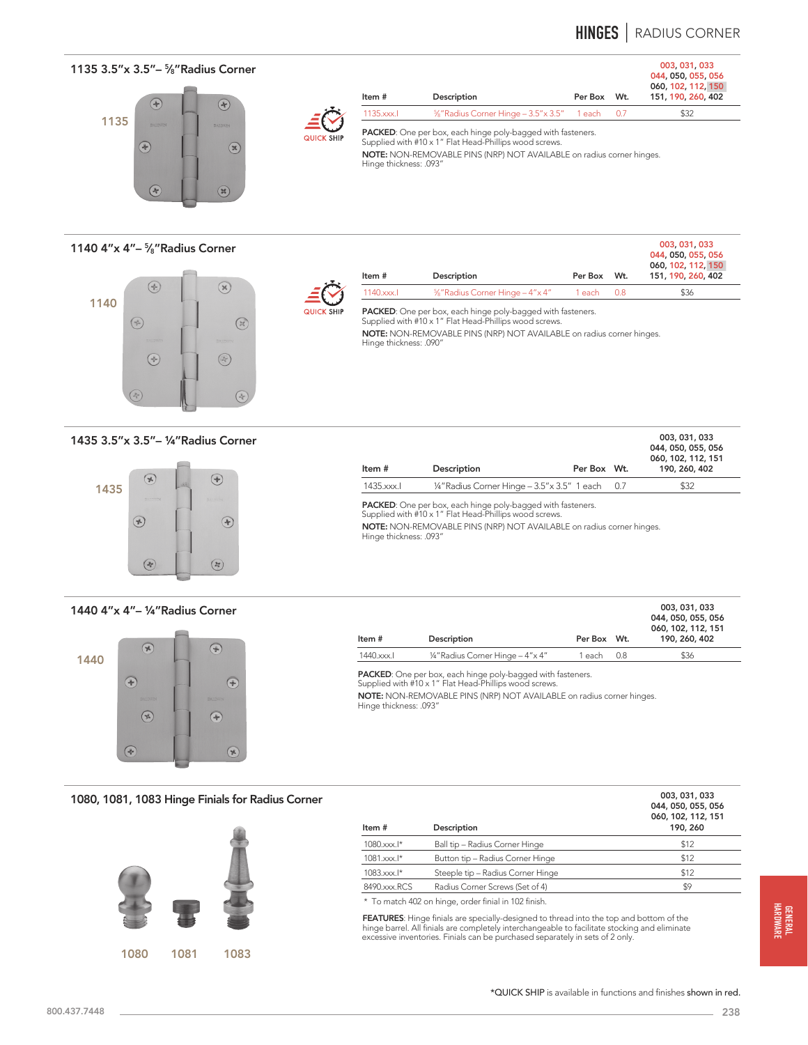# HINGES | RADIUS CORNER

## 1135 3.5"x 3.5"– 5/8"Radius Corner

1135

QUICK SHIP

| Item # | Description | Per Box | Wt. | 003, 031, 033 044, 050, 055, 056 060, 102, 112, 150 151, 190, 260, 402 |
|---|---|---|---|---|
| 1135.xxx.I | 5/8"Radius Corner Hinge – 3.5"x 3.5" | 1 each | 0.7 | $32 |

**PACKED**: One per box, each hinge poly-bagged with fasteners.
Supplied with #10 x 1" Flat Head-Phillips wood screws.

**NOTE:** NON-REMOVABLE PINS (NRP) NOT AVAILABLE on radius corner hinges.
Hinge thickness: .093"

## 1140 4"x 4"– 5/8"Radius Corner

1140

QUICK SHIP

| Item # | Description | Per Box | Wt. | 003, 031, 033 044, 050, 055, 056 060, 102, 112, 150 151, 190, 260, 402 |
|---|---|---|---|---|
| 1140.xxx.I | 5/8"Radius Corner Hinge – 4"x 4" | 1 each | 0.8 | $36 |

**PACKED**: One per box, each hinge poly-bagged with fasteners.
Supplied with #10 x 1" Flat Head-Phillips wood screws.

**NOTE:** NON-REMOVABLE PINS (NRP) NOT AVAILABLE on radius corner hinges.
Hinge thickness: .090"

## 1435 3.5"x 3.5"– 1/4"Radius Corner

1435

| Item # | Description | Per Box | Wt. | 003, 031, 033 044, 050, 055, 056 060, 102, 112, 151 190, 260, 402 |
|---|---|---|---|---|
| 1435.xxx.I | 1/4"Radius Corner Hinge – 3.5"x 3.5" | 1 each | 0.7 | $32 |

**PACKED**: One per box, each hinge poly-bagged with fasteners.
Supplied with #10 x 1" Flat Head-Phillips wood screws.

**NOTE:** NON-REMOVABLE PINS (NRP) NOT AVAILABLE on radius corner hinges.
Hinge thickness: .093"

## 1440 4"x 4"– 1/4"Radius Corner

1440

| Item # | Description | Per Box | Wt. | 003, 031, 033 044, 050, 055, 056 060, 102, 112, 151 190, 260, 402 |
|---|---|---|---|---|
| 1440.xxx.I | 1/4"Radius Corner Hinge – 4"x 4" | 1 each | 0.8 | $36 |

**PACKED**: One per box, each hinge poly-bagged with fasteners.
Supplied with #10 x 1" Flat Head-Phillips wood screws.

**NOTE:** NON-REMOVABLE PINS (NRP) NOT AVAILABLE on radius corner hinges.
Hinge thickness: .093"

## 1080, 1081, 1083 Hinge Finials for Radius Corner

1080 1081 1083

| Item # | Description | 003, 031, 033 044, 050, 055, 056 060, 102, 112, 151 190, 260 |
|---|---|---|
| 1080.xxx.I* | Ball tip – Radius Corner Hinge | $12 |
| 1081.xxx.I* | Button tip – Radius Corner Hinge | $12 |
| 1083.xxx.I* | Steeple tip – Radius Corner Hinge | $12 |
| 8490.xxx.RCS | Radius Corner Screws (Set of 4) | $9 |

* To match 402 on hinge, order final in 102 finish.

**FEATURES**: Hinge finials are specially-designed to thread into the top and bottom of the hinge barrel. All finials are completely interchangeable to facilitate stocking and eliminate excessive inventories. Finials can be purchased separately in sets of 2 only.

*QUICK SHIP is available in functions and finishes shown in red.

GENERAL HARDWARE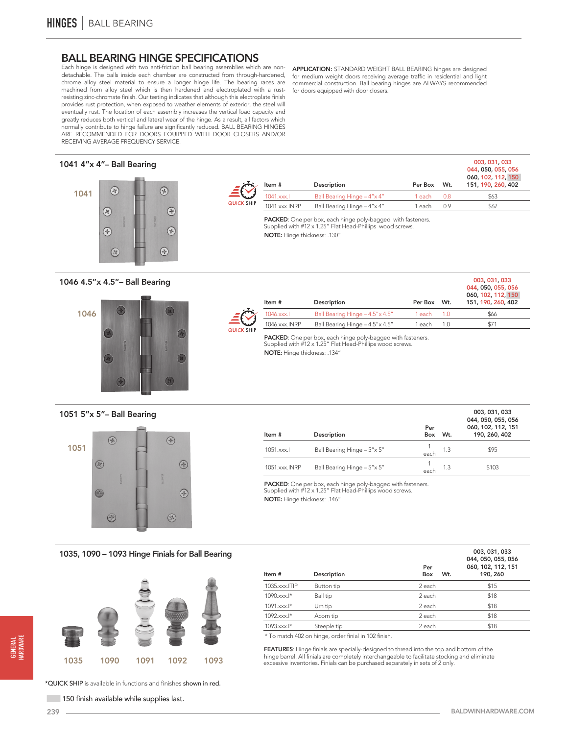# BALL BEARING HINGE SPECIFICATIONS

Each hinge is designed with two anti-friction ball bearing assemblies which are non-detachable. The balls inside each chamber are constructed from through-hardened, chrome alloy steel material to ensure a longer hinge life. The bearing races are machined from alloy steel which is then hardened and electroplated with a rust-resisting zinc-chromate finish. Our testing indicates that although this electroplate finish provides rust protection, when exposed to weather elements of exterior, the steel will eventually rust. The location of each assembly increases the vertical load capacity and greatly reduces both vertical and lateral wear of the hinge. As a result, all factors which normally contribute to hinge failure are significantly reduced. BALL BEARING HINGES ARE RECOMMENDED FOR DOORS EQUIPPED WITH DOOR CLOSERS AND/OR RECEIVING AVERAGE FREQUENCY SERVICE.

**APPLICATION:** STANDARD WEIGHT BALL BEARING hinges are designed for medium weight doors receiving average traffic in residential and light commercial construction. Ball bearing hinges are ALWAYS recommended for doors equipped with door closers.

## 1041 4"x 4"– Ball Bearing

1041

QUICK SHIP

| Item # | Description | Per Box | Wt. | 003, 031, 033 044, 050, 055, 056 060, 102, 112, 150 151, 190, 260, 402 |
|---|---|---|---|---|
| 1041.xxx.I | Ball Bearing Hinge – 4"x 4" | 1 each | 0.8 | $63 |
| 1041.xxx.INRP | Ball Bearing Hinge – 4"x 4" | 1 each | 0.9 | $67 |

**PACKED**: One per box, each hinge poly-bagged with fasteners. Supplied with #12 x 1.25" Flat Head-Phillips wood screws.
**NOTE:** Hinge thickness: .130"

## 1046 4.5"x 4.5"– Ball Bearing

1046

QUICK SHIP

| Item # | Description | Per Box | Wt. | 003, 031, 033 044, 050, 055, 056 060, 102, 112, 150 151, 190, 260, 402 |
|---|---|---|---|---|
| 1046.xxx.I | Ball Bearing Hinge – 4.5"x 4.5" | 1 each | 1.0 | $66 |
| 1046.xxx.INRP | Ball Bearing Hinge – 4.5"x 4.5" | 1 each | 1.0 | $71 |

**PACKED**: One per box, each hinge poly-bagged with fasteners. Supplied with #12 x 1.25" Flat Head-Phillips wood screws.
**NOTE:** Hinge thickness: .134"

## 1051 5"x 5"– Ball Bearing

1051

| Item # | Description | Per Box | Wt. | 003, 031, 033 044, 050, 055, 056 060, 102, 112, 151 190, 260, 402 |
|---|---|---|---|---|
| 1051.xxx.I | Ball Bearing Hinge – 5"x 5" | 1 each | 1.3 | $95 |
| 1051.xxx.INRP | Ball Bearing Hinge – 5"x 5" | 1 each | 1.3 | $103 |

**PACKED**: One per box, each hinge poly-bagged with fasteners. Supplied with #12 x 1.25" Flat Head-Phillips wood screws.
**NOTE:** Hinge thickness: .146"

## 1035, 1090 – 1093 Hinge Finials for Ball Bearing

1035 1090 1091 1092 1093

| Item # | Description | Per Box | Wt. | 003, 031, 033 044, 050, 055, 056 060, 102, 112, 151 190, 260 |
|---|---|---|---|---|
| 1035.xxx.ITIP | Button tip | 2 each | | $15 |
| 1090.xxx.I* | Ball tip | 2 each | | $18 |
| 1091.xxx.I* | Urn tip | 2 each | | $18 |
| 1092.xxx.I* | Acorn tip | 2 each | | $18 |
| 1093.xxx.I* | Steeple tip | 2 each | | $18 |

* To match 402 on hinge, order finial in 102 finish.

**FEATURES**: Hinge finials are specially-designed to thread into the top and bottom of the hinge barrel. All finials are completely interchangeable to facilitate stocking and eliminate excessive inventories. Finials can be purchased separately in sets of 2 only.

*QUICK SHIP is available in functions and finishes shown in red.

150 finish available while supplies last.